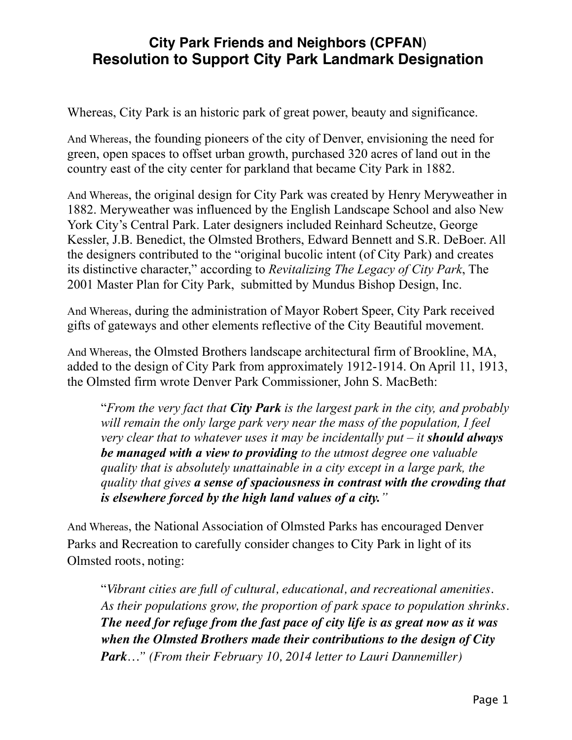# City Park Friends and Neighbors (CPFAN)
# Resolution to Support City Park Landmark Designation

Whereas, City Park is an historic park of great power, beauty and significance.

And Whereas, the founding pioneers of the city of Denver, envisioning the need for green, open spaces to offset urban growth, purchased 320 acres of land out in the country east of the city center for parkland that became City Park in 1882.

And Whereas, the original design for City Park was created by Henry Meryweather in 1882. Meryweather was influenced by the English Landscape School and also New York City's Central Park. Later designers included Reinhard Scheutze, George Kessler, J.B. Benedict, the Olmsted Brothers, Edward Bennett and S.R. DeBoer. All the designers contributed to the "original bucolic intent (of City Park) and creates its distinctive character," according to *Revitalizing The Legacy of City Park*, The 2001 Master Plan for City Park, submitted by Mundus Bishop Design, Inc.

And Whereas, during the administration of Mayor Robert Speer, City Park received gifts of gateways and other elements reflective of the City Beautiful movement.

And Whereas, the Olmsted Brothers landscape architectural firm of Brookline, MA, added to the design of City Park from approximately 1912-1914. On April 11, 1913, the Olmsted firm wrote Denver Park Commissioner, John S. MacBeth:

> "*From the very fact that **City Park** is the largest park in the city, and probably will remain the only large park very near the mass of the population, I feel very clear that to whatever uses it may be incidentally put – it **should always be managed with a view to providing** to the utmost degree one valuable quality that is absolutely unattainable in a city except in a large park, the quality that gives **a sense of spaciousness in contrast with the crowding that is elsewhere forced by the high land values of a city.**"*

And Whereas, the National Association of Olmsted Parks has encouraged Denver Parks and Recreation to carefully consider changes to City Park in light of its Olmsted roots, noting:

> "*Vibrant cities are full of cultural, educational, and recreational amenities. As their populations grow, the proportion of park space to population shrinks. **The need for refuge from the fast pace of city life is as great now as it was when the Olmsted Brothers made their contributions to the design of City Park**…" (From their February 10, 2014 letter to Lauri Dannemiller)*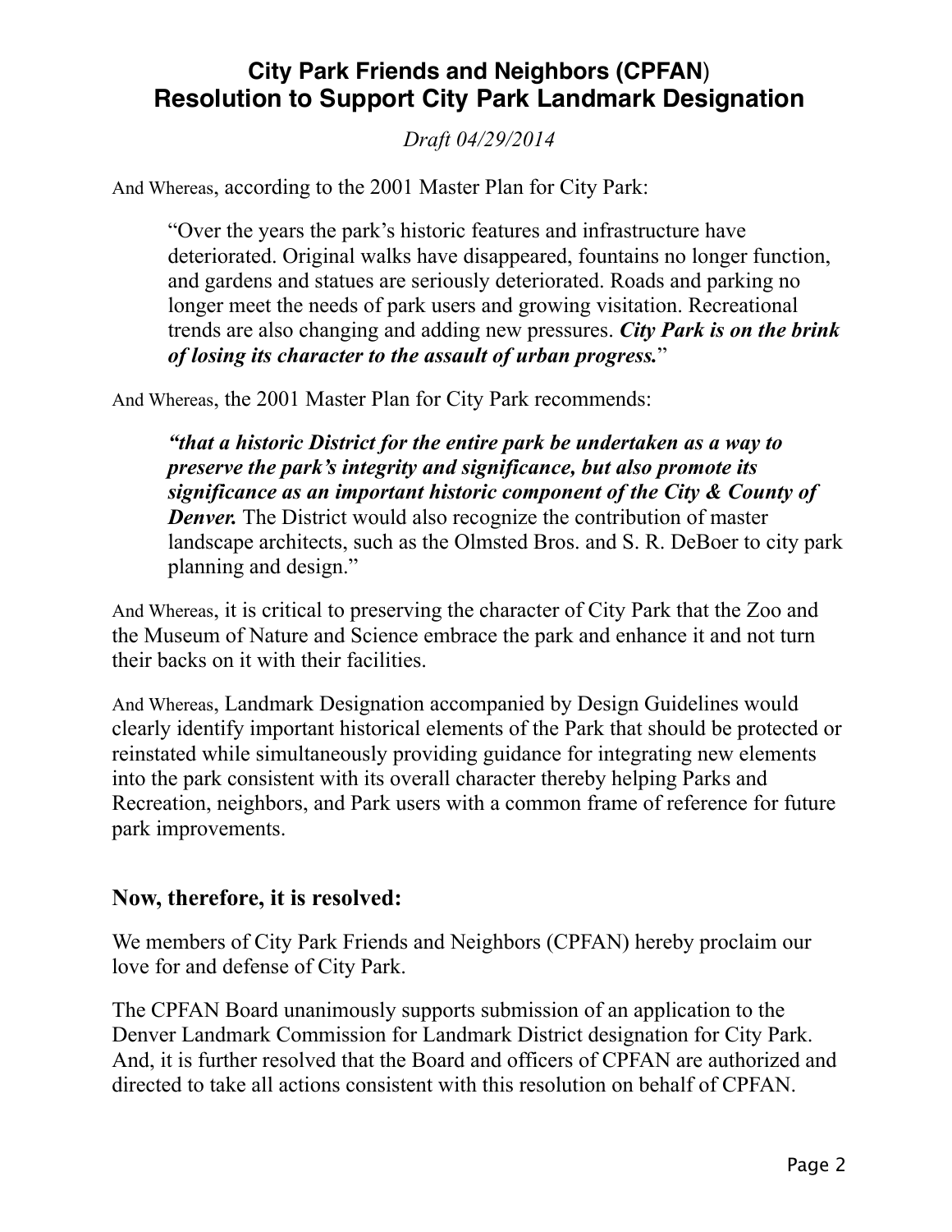# City Park Friends and Neighbors (CPFAN)
# Resolution to Support City Park Landmark Designation

*Draft 04/29/2014*

And Whereas, according to the 2001 Master Plan for City Park:

> "Over the years the park's historic features and infrastructure have deteriorated. Original walks have disappeared, fountains no longer function, and gardens and statues are seriously deteriorated. Roads and parking no longer meet the needs of park users and growing visitation. Recreational trends are also changing and adding new pressures. ***City Park is on the brink of losing its character to the assault of urban progress.***"

And Whereas, the 2001 Master Plan for City Park recommends:

> ***"that a historic District for the entire park be undertaken as a way to preserve the park's integrity and significance, but also promote its significance as an important historic component of the City & County of Denver.*** The District would also recognize the contribution of master landscape architects, such as the Olmsted Bros. and S. R. DeBoer to city park planning and design."

And Whereas, it is critical to preserving the character of City Park that the Zoo and the Museum of Nature and Science embrace the park and enhance it and not turn their backs on it with their facilities.

And Whereas, Landmark Designation accompanied by Design Guidelines would clearly identify important historical elements of the Park that should be protected or reinstated while simultaneously providing guidance for integrating new elements into the park consistent with its overall character thereby helping Parks and Recreation, neighbors, and Park users with a common frame of reference for future park improvements.

## Now, therefore, it is resolved:

We members of City Park Friends and Neighbors (CPFAN) hereby proclaim our love for and defense of City Park.

The CPFAN Board unanimously supports submission of an application to the Denver Landmark Commission for Landmark District designation for City Park. And, it is further resolved that the Board and officers of CPFAN are authorized and directed to take all actions consistent with this resolution on behalf of CPFAN.